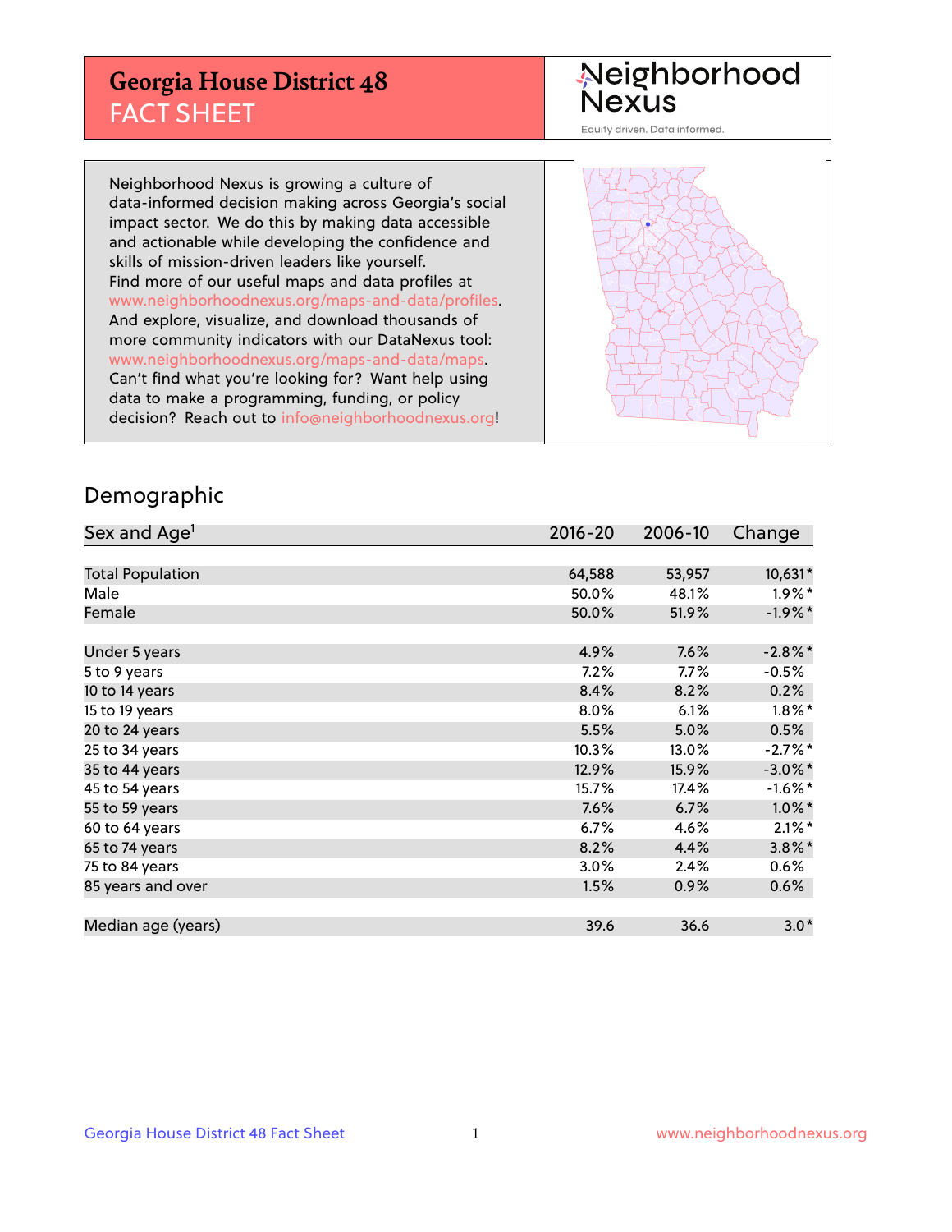# Georgia House District 48
## FACT SHEET

Neighborhood Nexus
Equity driven. Data informed.

Neighborhood Nexus is growing a culture of data-informed decision making across Georgia's social impact sector. We do this by making data accessible and actionable while developing the confidence and skills of mission-driven leaders like yourself. Find more of our useful maps and data profiles at www.neighborhoodnexus.org/maps-and-data/profiles. And explore, visualize, and download thousands of more community indicators with our DataNexus tool: www.neighborhoodnexus.org/maps-and-data/maps. Can't find what you're looking for? Want help using data to make a programming, funding, or policy decision? Reach out to info@neighborhoodnexus.org!

## Demographic

| Sex and Age[1] | 2016-20 | 2006-10 | Change |
|---|---|---|---|
| Total Population | 64,588 | 53,957 | 10,631* |
| Male | 50.0% | 48.1% | 1.9%* |
| Female | 50.0% | 51.9% | -1.9%* |
| Under 5 years | 4.9% | 7.6% | -2.8%* |
| 5 to 9 years | 7.2% | 7.7% | -0.5% |
| 10 to 14 years | 8.4% | 8.2% | 0.2% |
| 15 to 19 years | 8.0% | 6.1% | 1.8%* |
| 20 to 24 years | 5.5% | 5.0% | 0.5% |
| 25 to 34 years | 10.3% | 13.0% | -2.7%* |
| 35 to 44 years | 12.9% | 15.9% | -3.0%* |
| 45 to 54 years | 15.7% | 17.4% | -1.6%* |
| 55 to 59 years | 7.6% | 6.7% | 1.0%* |
| 60 to 64 years | 6.7% | 4.6% | 2.1%* |
| 65 to 74 years | 8.2% | 4.4% | 3.8%* |
| 75 to 84 years | 3.0% | 2.4% | 0.6% |
| 85 years and over | 1.5% | 0.9% | 0.6% |
| Median age (years) | 39.6 | 36.6 | 3.0* |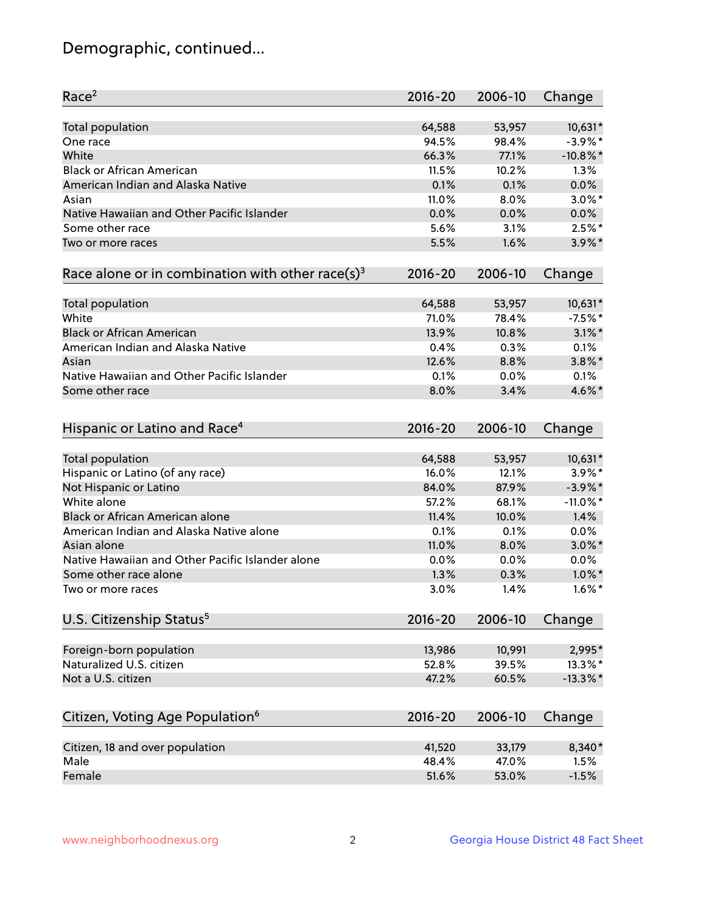# Demographic, continued...

| Race[2] | 2016-20 | 2006-10 | Change |
|---|---|---|---|
| Total population | 64,588 | 53,957 | 10,631* |
| One race | 94.5% | 98.4% | -3.9%* |
| White | 66.3% | 77.1% | -10.8%* |
| Black or African American | 11.5% | 10.2% | 1.3% |
| American Indian and Alaska Native | 0.1% | 0.1% | 0.0% |
| Asian | 11.0% | 8.0% | 3.0%* |
| Native Hawaiian and Other Pacific Islander | 0.0% | 0.0% | 0.0% |
| Some other race | 5.6% | 3.1% | 2.5%* |
| Two or more races | 5.5% | 1.6% | 3.9%* |

| Race alone or in combination with other race(s)[3] | 2016-20 | 2006-10 | Change |
|---|---|---|---|
| Total population | 64,588 | 53,957 | 10,631* |
| White | 71.0% | 78.4% | -7.5%* |
| Black or African American | 13.9% | 10.8% | 3.1%* |
| American Indian and Alaska Native | 0.4% | 0.3% | 0.1% |
| Asian | 12.6% | 8.8% | 3.8%* |
| Native Hawaiian and Other Pacific Islander | 0.1% | 0.0% | 0.1% |
| Some other race | 8.0% | 3.4% | 4.6%* |

| Hispanic or Latino and Race[4] | 2016-20 | 2006-10 | Change |
|---|---|---|---|
| Total population | 64,588 | 53,957 | 10,631* |
| Hispanic or Latino (of any race) | 16.0% | 12.1% | 3.9%* |
| Not Hispanic or Latino | 84.0% | 87.9% | -3.9%* |
| White alone | 57.2% | 68.1% | -11.0%* |
| Black or African American alone | 11.4% | 10.0% | 1.4% |
| American Indian and Alaska Native alone | 0.1% | 0.1% | 0.0% |
| Asian alone | 11.0% | 8.0% | 3.0%* |
| Native Hawaiian and Other Pacific Islander alone | 0.0% | 0.0% | 0.0% |
| Some other race alone | 1.3% | 0.3% | 1.0%* |
| Two or more races | 3.0% | 1.4% | 1.6%* |

| U.S. Citizenship Status[5] | 2016-20 | 2006-10 | Change |
|---|---|---|---|
| Foreign-born population | 13,986 | 10,991 | 2,995* |
| Naturalized U.S. citizen | 52.8% | 39.5% | 13.3%* |
| Not a U.S. citizen | 47.2% | 60.5% | -13.3%* |

| Citizen, Voting Age Population[6] | 2016-20 | 2006-10 | Change |
|---|---|---|---|
| Citizen, 18 and over population | 41,520 | 33,179 | 8,340* |
| Male | 48.4% | 47.0% | 1.5% |
| Female | 51.6% | 53.0% | -1.5% |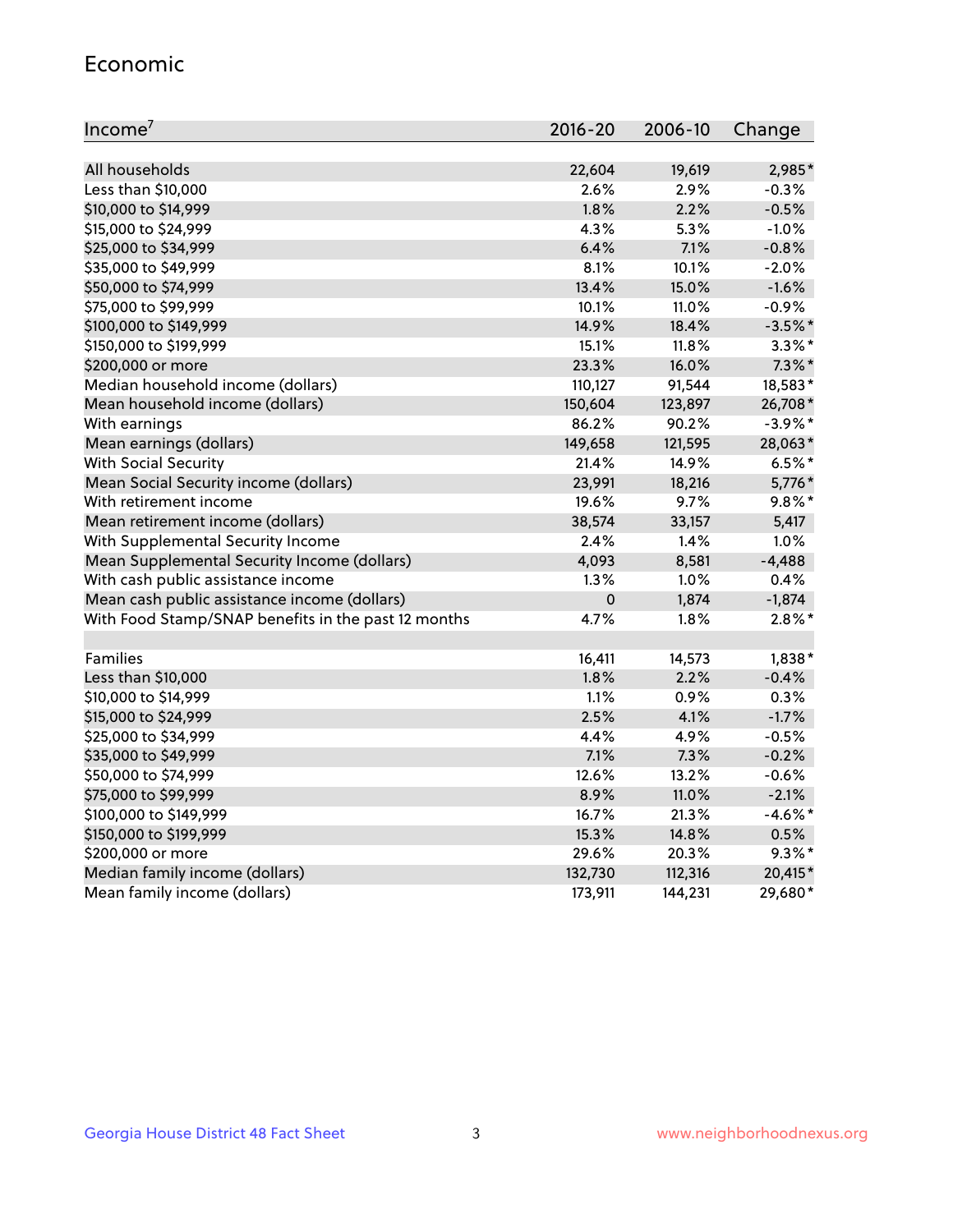## Economic

| Income[7] | 2016-20 | 2006-10 | Change |
|---|---|---|---|
| All households | 22,604 | 19,619 | 2,985* |
| Less than $10,000 | 2.6% | 2.9% | -0.3% |
| $10,000 to $14,999 | 1.8% | 2.2% | -0.5% |
| $15,000 to $24,999 | 4.3% | 5.3% | -1.0% |
| $25,000 to $34,999 | 6.4% | 7.1% | -0.8% |
| $35,000 to $49,999 | 8.1% | 10.1% | -2.0% |
| $50,000 to $74,999 | 13.4% | 15.0% | -1.6% |
| $75,000 to $99,999 | 10.1% | 11.0% | -0.9% |
| $100,000 to $149,999 | 14.9% | 18.4% | -3.5%* |
| $150,000 to $199,999 | 15.1% | 11.8% | 3.3%* |
| $200,000 or more | 23.3% | 16.0% | 7.3%* |
| Median household income (dollars) | 110,127 | 91,544 | 18,583* |
| Mean household income (dollars) | 150,604 | 123,897 | 26,708* |
| With earnings | 86.2% | 90.2% | -3.9%* |
| Mean earnings (dollars) | 149,658 | 121,595 | 28,063* |
| With Social Security | 21.4% | 14.9% | 6.5%* |
| Mean Social Security income (dollars) | 23,991 | 18,216 | 5,776* |
| With retirement income | 19.6% | 9.7% | 9.8%* |
| Mean retirement income (dollars) | 38,574 | 33,157 | 5,417 |
| With Supplemental Security Income | 2.4% | 1.4% | 1.0% |
| Mean Supplemental Security Income (dollars) | 4,093 | 8,581 | -4,488 |
| With cash public assistance income | 1.3% | 1.0% | 0.4% |
| Mean cash public assistance income (dollars) | 0 | 1,874 | -1,874 |
| With Food Stamp/SNAP benefits in the past 12 months | 4.7% | 1.8% | 2.8%* |
| | | | |
| Families | 16,411 | 14,573 | 1,838* |
| Less than $10,000 | 1.8% | 2.2% | -0.4% |
| $10,000 to $14,999 | 1.1% | 0.9% | 0.3% |
| $15,000 to $24,999 | 2.5% | 4.1% | -1.7% |
| $25,000 to $34,999 | 4.4% | 4.9% | -0.5% |
| $35,000 to $49,999 | 7.1% | 7.3% | -0.2% |
| $50,000 to $74,999 | 12.6% | 13.2% | -0.6% |
| $75,000 to $99,999 | 8.9% | 11.0% | -2.1% |
| $100,000 to $149,999 | 16.7% | 21.3% | -4.6%* |
| $150,000 to $199,999 | 15.3% | 14.8% | 0.5% |
| $200,000 or more | 29.6% | 20.3% | 9.3%* |
| Median family income (dollars) | 132,730 | 112,316 | 20,415* |
| Mean family income (dollars) | 173,911 | 144,231 | 29,680* |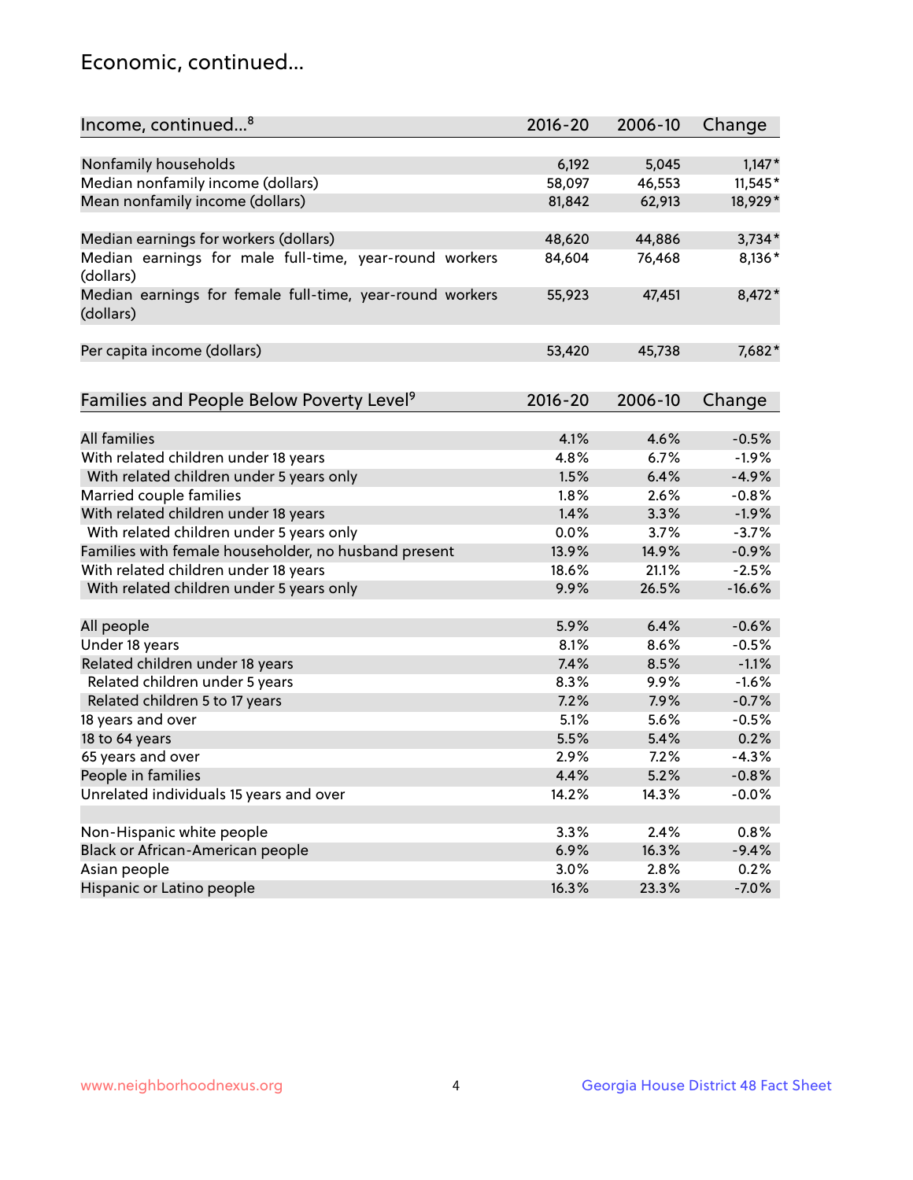## Economic, continued...

| Income, continued...[8] | 2016-20 | 2006-10 | Change |
|---|---|---|---|
| Nonfamily households | 6,192 | 5,045 | 1,147* |
| Median nonfamily income (dollars) | 58,097 | 46,553 | 11,545* |
| Mean nonfamily income (dollars) | 81,842 | 62,913 | 18,929* |
| Median earnings for workers (dollars) | 48,620 | 44,886 | 3,734* |
| Median earnings for male full-time, year-round workers (dollars) | 84,604 | 76,468 | 8,136* |
| Median earnings for female full-time, year-round workers (dollars) | 55,923 | 47,451 | 8,472* |
| Per capita income (dollars) | 53,420 | 45,738 | 7,682* |

| Families and People Below Poverty Level[9] | 2016-20 | 2006-10 | Change |
|---|---|---|---|
| All families | 4.1% | 4.6% | -0.5% |
| With related children under 18 years | 4.8% | 6.7% | -1.9% |
| With related children under 5 years only | 1.5% | 6.4% | -4.9% |
| Married couple families | 1.8% | 2.6% | -0.8% |
| With related children under 18 years | 1.4% | 3.3% | -1.9% |
| With related children under 5 years only | 0.0% | 3.7% | -3.7% |
| Families with female householder, no husband present | 13.9% | 14.9% | -0.9% |
| With related children under 18 years | 18.6% | 21.1% | -2.5% |
| With related children under 5 years only | 9.9% | 26.5% | -16.6% |
| All people | 5.9% | 6.4% | -0.6% |
| Under 18 years | 8.1% | 8.6% | -0.5% |
| Related children under 18 years | 7.4% | 8.5% | -1.1% |
| Related children under 5 years | 8.3% | 9.9% | -1.6% |
| Related children 5 to 17 years | 7.2% | 7.9% | -0.7% |
| 18 years and over | 5.1% | 5.6% | -0.5% |
| 18 to 64 years | 5.5% | 5.4% | 0.2% |
| 65 years and over | 2.9% | 7.2% | -4.3% |
| People in families | 4.4% | 5.2% | -0.8% |
| Unrelated individuals 15 years and over | 14.2% | 14.3% | -0.0% |
| Non-Hispanic white people | 3.3% | 2.4% | 0.8% |
| Black or African-American people | 6.9% | 16.3% | -9.4% |
| Asian people | 3.0% | 2.8% | 0.2% |
| Hispanic or Latino people | 16.3% | 23.3% | -7.0% |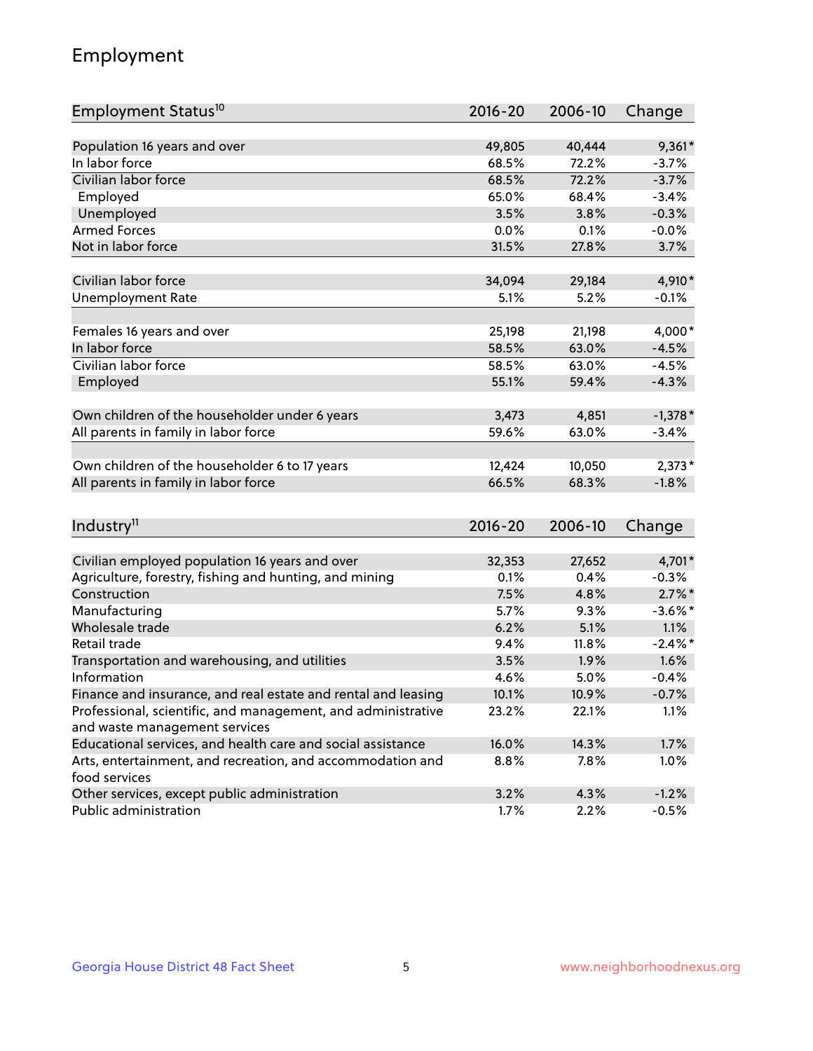## Employment

| Employment Status[10] | 2016-20 | 2006-10 | Change |
|---|---|---|---|
| Population 16 years and over | 49,805 | 40,444 | 9,361* |
| In labor force | 68.5% | 72.2% | -3.7% |
| Civilian labor force | 68.5% | 72.2% | -3.7% |
| Employed | 65.0% | 68.4% | -3.4% |
| Unemployed | 3.5% | 3.8% | -0.3% |
| Armed Forces | 0.0% | 0.1% | -0.0% |
| Not in labor force | 31.5% | 27.8% | 3.7% |
| | | | |
| Civilian labor force | 34,094 | 29,184 | 4,910* |
| Unemployment Rate | 5.1% | 5.2% | -0.1% |
| | | | |
| Females 16 years and over | 25,198 | 21,198 | 4,000* |
| In labor force | 58.5% | 63.0% | -4.5% |
| Civilian labor force | 58.5% | 63.0% | -4.5% |
| Employed | 55.1% | 59.4% | -4.3% |
| | | | |
| Own children of the householder under 6 years | 3,473 | 4,851 | -1,378* |
| All parents in family in labor force | 59.6% | 63.0% | -3.4% |
| | | | |
| Own children of the householder 6 to 17 years | 12,424 | 10,050 | 2,373* |
| All parents in family in labor force | 66.5% | 68.3% | -1.8% |

| Industry[11] | 2016-20 | 2006-10 | Change |
|---|---|---|---|
| Civilian employed population 16 years and over | 32,353 | 27,652 | 4,701* |
| Agriculture, forestry, fishing and hunting, and mining | 0.1% | 0.4% | -0.3% |
| Construction | 7.5% | 4.8% | 2.7%* |
| Manufacturing | 5.7% | 9.3% | -3.6%* |
| Wholesale trade | 6.2% | 5.1% | 1.1% |
| Retail trade | 9.4% | 11.8% | -2.4%* |
| Transportation and warehousing, and utilities | 3.5% | 1.9% | 1.6% |
| Information | 4.6% | 5.0% | -0.4% |
| Finance and insurance, and real estate and rental and leasing | 10.1% | 10.9% | -0.7% |
| Professional, scientific, and management, and administrative and waste management services | 23.2% | 22.1% | 1.1% |
| Educational services, and health care and social assistance | 16.0% | 14.3% | 1.7% |
| Arts, entertainment, and recreation, and accommodation and food services | 8.8% | 7.8% | 1.0% |
| Other services, except public administration | 3.2% | 4.3% | -1.2% |
| Public administration | 1.7% | 2.2% | -0.5% |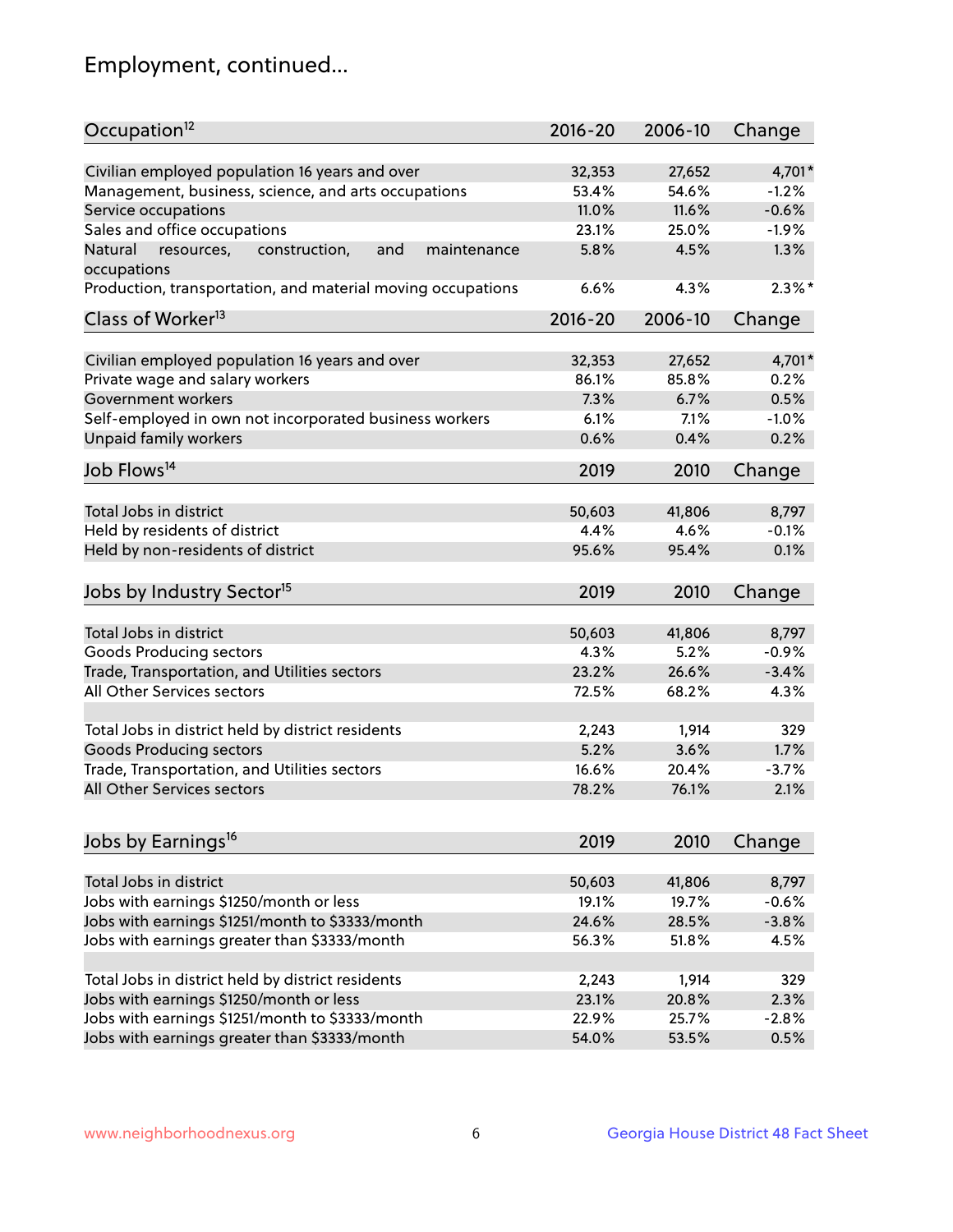## Employment, continued...

| Occupation[12] | 2016-20 | 2006-10 | Change |
|---|---|---|---|
| Civilian employed population 16 years and over | 32,353 | 27,652 | 4,701* |
| Management, business, science, and arts occupations | 53.4% | 54.6% | -1.2% |
| Service occupations | 11.0% | 11.6% | -0.6% |
| Sales and office occupations | 23.1% | 25.0% | -1.9% |
| Natural resources, construction, and maintenance occupations | 5.8% | 4.5% | 1.3% |
| Production, transportation, and material moving occupations | 6.6% | 4.3% | 2.3%* |

| Class of Worker[13] | 2016-20 | 2006-10 | Change |
|---|---|---|---|
| Civilian employed population 16 years and over | 32,353 | 27,652 | 4,701* |
| Private wage and salary workers | 86.1% | 85.8% | 0.2% |
| Government workers | 7.3% | 6.7% | 0.5% |
| Self-employed in own not incorporated business workers | 6.1% | 7.1% | -1.0% |
| Unpaid family workers | 0.6% | 0.4% | 0.2% |

| Job Flows[14] | 2019 | 2010 | Change |
|---|---|---|---|
| Total Jobs in district | 50,603 | 41,806 | 8,797 |
| Held by residents of district | 4.4% | 4.6% | -0.1% |
| Held by non-residents of district | 95.6% | 95.4% | 0.1% |

| Jobs by Industry Sector[15] | 2019 | 2010 | Change |
|---|---|---|---|
| Total Jobs in district | 50,603 | 41,806 | 8,797 |
| Goods Producing sectors | 4.3% | 5.2% | -0.9% |
| Trade, Transportation, and Utilities sectors | 23.2% | 26.6% | -3.4% |
| All Other Services sectors | 72.5% | 68.2% | 4.3% |
| | | | |
| Total Jobs in district held by district residents | 2,243 | 1,914 | 329 |
| Goods Producing sectors | 5.2% | 3.6% | 1.7% |
| Trade, Transportation, and Utilities sectors | 16.6% | 20.4% | -3.7% |
| All Other Services sectors | 78.2% | 76.1% | 2.1% |

| Jobs by Earnings[16] | 2019 | 2010 | Change |
|---|---|---|---|
| Total Jobs in district | 50,603 | 41,806 | 8,797 |
| Jobs with earnings $1250/month or less | 19.1% | 19.7% | -0.6% |
| Jobs with earnings $1251/month to $3333/month | 24.6% | 28.5% | -3.8% |
| Jobs with earnings greater than $3333/month | 56.3% | 51.8% | 4.5% |
| | | | |
| Total Jobs in district held by district residents | 2,243 | 1,914 | 329 |
| Jobs with earnings $1250/month or less | 23.1% | 20.8% | 2.3% |
| Jobs with earnings $1251/month to $3333/month | 22.9% | 25.7% | -2.8% |
| Jobs with earnings greater than $3333/month | 54.0% | 53.5% | 0.5% |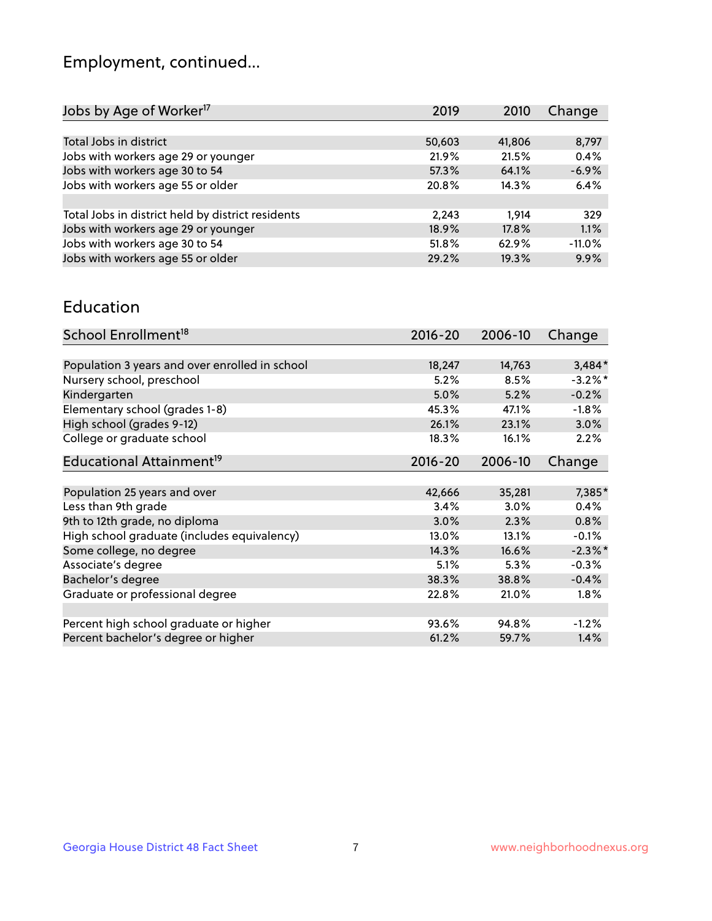# Employment, continued...

| Jobs by Age of Worker[17] | 2019 | 2010 | Change |
|---|---|---|---|
| Total Jobs in district | 50,603 | 41,806 | 8,797 |
| Jobs with workers age 29 or younger | 21.9% | 21.5% | 0.4% |
| Jobs with workers age 30 to 54 | 57.3% | 64.1% | -6.9% |
| Jobs with workers age 55 or older | 20.8% | 14.3% | 6.4% |
| | | | |
| Total Jobs in district held by district residents | 2,243 | 1,914 | 329 |
| Jobs with workers age 29 or younger | 18.9% | 17.8% | 1.1% |
| Jobs with workers age 30 to 54 | 51.8% | 62.9% | -11.0% |
| Jobs with workers age 55 or older | 29.2% | 19.3% | 9.9% |

## Education

| School Enrollment[18] | 2016-20 | 2006-10 | Change |
|---|---|---|---|
| Population 3 years and over enrolled in school | 18,247 | 14,763 | 3,484* |
| Nursery school, preschool | 5.2% | 8.5% | -3.2%* |
| Kindergarten | 5.0% | 5.2% | -0.2% |
| Elementary school (grades 1-8) | 45.3% | 47.1% | -1.8% |
| High school (grades 9-12) | 26.1% | 23.1% | 3.0% |
| College or graduate school | 18.3% | 16.1% | 2.2% |

| Educational Attainment[19] | 2016-20 | 2006-10 | Change |
|---|---|---|---|
| Population 25 years and over | 42,666 | 35,281 | 7,385* |
| Less than 9th grade | 3.4% | 3.0% | 0.4% |
| 9th to 12th grade, no diploma | 3.0% | 2.3% | 0.8% |
| High school graduate (includes equivalency) | 13.0% | 13.1% | -0.1% |
| Some college, no degree | 14.3% | 16.6% | -2.3%* |
| Associate's degree | 5.1% | 5.3% | -0.3% |
| Bachelor's degree | 38.3% | 38.8% | -0.4% |
| Graduate or professional degree | 22.8% | 21.0% | 1.8% |
| | | | |
| Percent high school graduate or higher | 93.6% | 94.8% | -1.2% |
| Percent bachelor's degree or higher | 61.2% | 59.7% | 1.4% |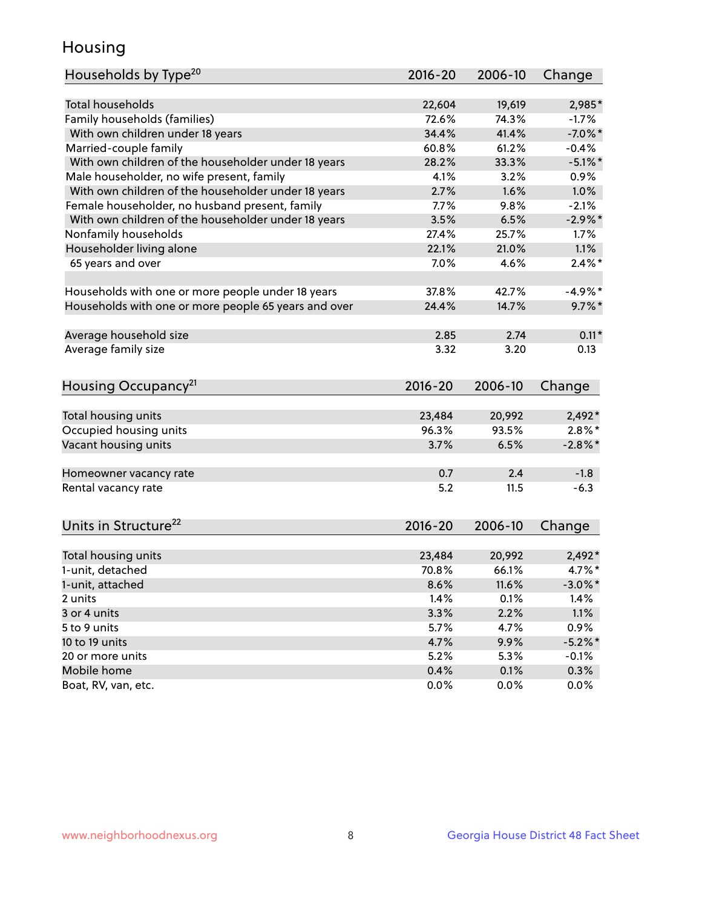# Housing

| Households by Type[20] | 2016-20 | 2006-10 | Change |
|---|---|---|---|
| Total households | 22,604 | 19,619 | 2,985* |
| Family households (families) | 72.6% | 74.3% | -1.7% |
| With own children under 18 years | 34.4% | 41.4% | -7.0%* |
| Married-couple family | 60.8% | 61.2% | -0.4% |
| With own children of the householder under 18 years | 28.2% | 33.3% | -5.1%* |
| Male householder, no wife present, family | 4.1% | 3.2% | 0.9% |
| With own children of the householder under 18 years | 2.7% | 1.6% | 1.0% |
| Female householder, no husband present, family | 7.7% | 9.8% | -2.1% |
| With own children of the householder under 18 years | 3.5% | 6.5% | -2.9%* |
| Nonfamily households | 27.4% | 25.7% | 1.7% |
| Householder living alone | 22.1% | 21.0% | 1.1% |
| 65 years and over | 7.0% | 4.6% | 2.4%* |
| | | | |
| Households with one or more people under 18 years | 37.8% | 42.7% | -4.9%* |
| Households with one or more people 65 years and over | 24.4% | 14.7% | 9.7%* |
| | | | |
| Average household size | 2.85 | 2.74 | 0.11* |
| Average family size | 3.32 | 3.20 | 0.13 |

| Housing Occupancy[21] | 2016-20 | 2006-10 | Change |
|---|---|---|---|
| Total housing units | 23,484 | 20,992 | 2,492* |
| Occupied housing units | 96.3% | 93.5% | 2.8%* |
| Vacant housing units | 3.7% | 6.5% | -2.8%* |
| | | | |
| Homeowner vacancy rate | 0.7 | 2.4 | -1.8 |
| Rental vacancy rate | 5.2 | 11.5 | -6.3 |

| Units in Structure[22] | 2016-20 | 2006-10 | Change |
|---|---|---|---|
| Total housing units | 23,484 | 20,992 | 2,492* |
| 1-unit, detached | 70.8% | 66.1% | 4.7%* |
| 1-unit, attached | 8.6% | 11.6% | -3.0%* |
| 2 units | 1.4% | 0.1% | 1.4% |
| 3 or 4 units | 3.3% | 2.2% | 1.1% |
| 5 to 9 units | 5.7% | 4.7% | 0.9% |
| 10 to 19 units | 4.7% | 9.9% | -5.2%* |
| 20 or more units | 5.2% | 5.3% | -0.1% |
| Mobile home | 0.4% | 0.1% | 0.3% |
| Boat, RV, van, etc. | 0.0% | 0.0% | 0.0% |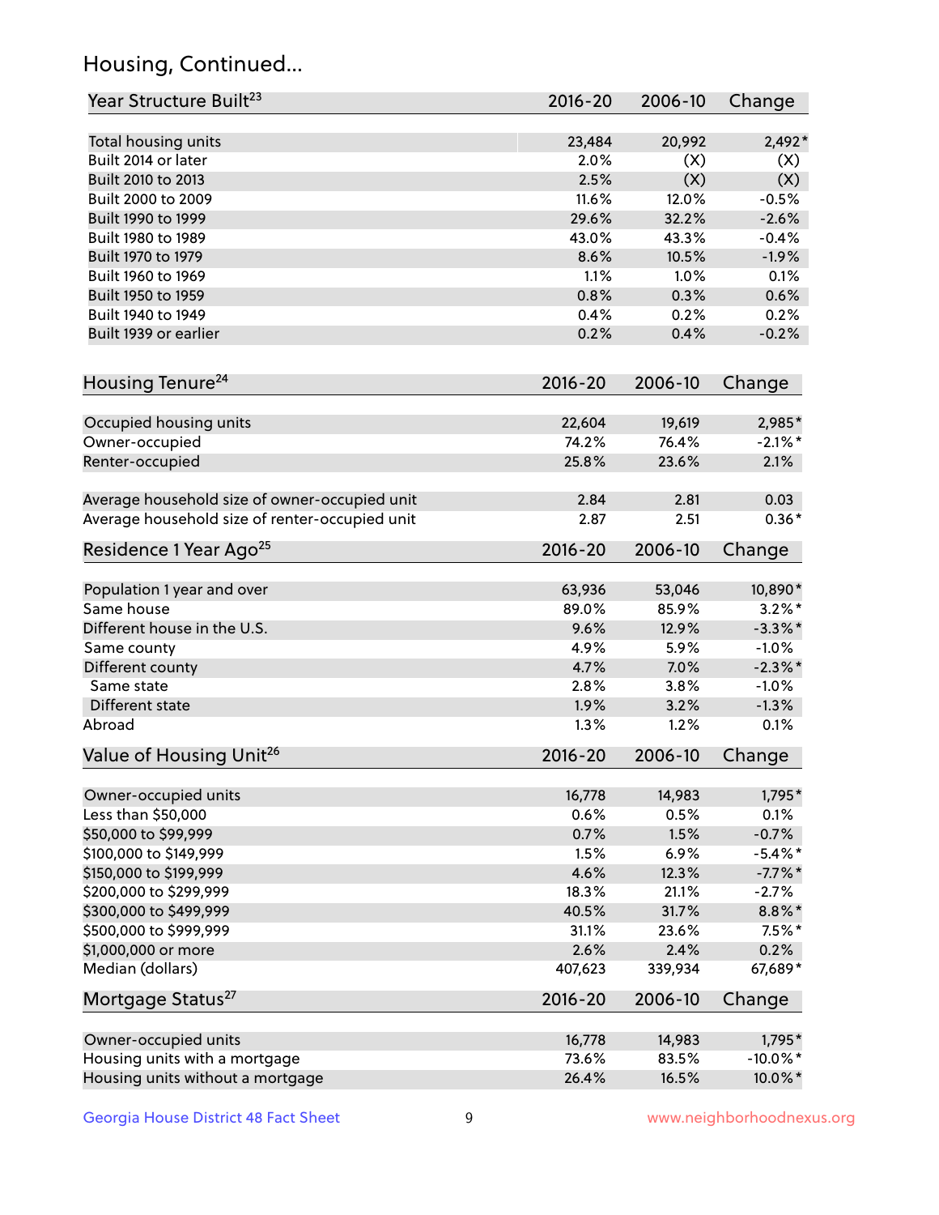## Housing, Continued...

| Year Structure Built[23] | 2016-20 | 2006-10 | Change |
|---|---|---|---|
| Total housing units | 23,484 | 20,992 | 2,492* |
| Built 2014 or later | 2.0% | (X) | (X) |
| Built 2010 to 2013 | 2.5% | (X) | (X) |
| Built 2000 to 2009 | 11.6% | 12.0% | -0.5% |
| Built 1990 to 1999 | 29.6% | 32.2% | -2.6% |
| Built 1980 to 1989 | 43.0% | 43.3% | -0.4% |
| Built 1970 to 1979 | 8.6% | 10.5% | -1.9% |
| Built 1960 to 1969 | 1.1% | 1.0% | 0.1% |
| Built 1950 to 1959 | 0.8% | 0.3% | 0.6% |
| Built 1940 to 1949 | 0.4% | 0.2% | 0.2% |
| Built 1939 or earlier | 0.2% | 0.4% | -0.2% |

| Housing Tenure[24] | 2016-20 | 2006-10 | Change |
|---|---|---|---|
| Occupied housing units | 22,604 | 19,619 | 2,985* |
| Owner-occupied | 74.2% | 76.4% | -2.1%* |
| Renter-occupied | 25.8% | 23.6% | 2.1% |
| Average household size of owner-occupied unit | 2.84 | 2.81 | 0.03 |
| Average household size of renter-occupied unit | 2.87 | 2.51 | 0.36* |

| Residence 1 Year Ago[25] | 2016-20 | 2006-10 | Change |
|---|---|---|---|
| Population 1 year and over | 63,936 | 53,046 | 10,890* |
| Same house | 89.0% | 85.9% | 3.2%* |
| Different house in the U.S. | 9.6% | 12.9% | -3.3%* |
| Same county | 4.9% | 5.9% | -1.0% |
| Different county | 4.7% | 7.0% | -2.3%* |
| Same state | 2.8% | 3.8% | -1.0% |
| Different state | 1.9% | 3.2% | -1.3% |
| Abroad | 1.3% | 1.2% | 0.1% |

| Value of Housing Unit[26] | 2016-20 | 2006-10 | Change |
|---|---|---|---|
| Owner-occupied units | 16,778 | 14,983 | 1,795* |
| Less than $50,000 | 0.6% | 0.5% | 0.1% |
| $50,000 to $99,999 | 0.7% | 1.5% | -0.7% |
| $100,000 to $149,999 | 1.5% | 6.9% | -5.4%* |
| $150,000 to $199,999 | 4.6% | 12.3% | -7.7%* |
| $200,000 to $299,999 | 18.3% | 21.1% | -2.7% |
| $300,000 to $499,999 | 40.5% | 31.7% | 8.8%* |
| $500,000 to $999,999 | 31.1% | 23.6% | 7.5%* |
| $1,000,000 or more | 2.6% | 2.4% | 0.2% |
| Median (dollars) | 407,623 | 339,934 | 67,689* |

| Mortgage Status[27] | 2016-20 | 2006-10 | Change |
|---|---|---|---|
| Owner-occupied units | 16,778 | 14,983 | 1,795* |
| Housing units with a mortgage | 73.6% | 83.5% | -10.0%* |
| Housing units without a mortgage | 26.4% | 16.5% | 10.0%* |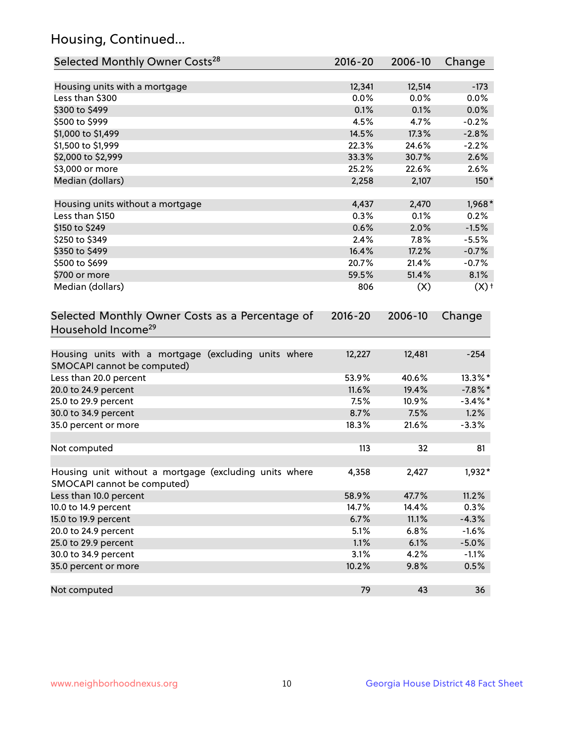## Housing, Continued...

| Selected Monthly Owner Costs[28] | 2016-20 | 2006-10 | Change |
|---|---|---|---|
| Housing units with a mortgage | 12,341 | 12,514 | -173 |
| Less than $300 | 0.0% | 0.0% | 0.0% |
| $300 to $499 | 0.1% | 0.1% | 0.0% |
| $500 to $999 | 4.5% | 4.7% | -0.2% |
| $1,000 to $1,499 | 14.5% | 17.3% | -2.8% |
| $1,500 to $1,999 | 22.3% | 24.6% | -2.2% |
| $2,000 to $2,999 | 33.3% | 30.7% | 2.6% |
| $3,000 or more | 25.2% | 22.6% | 2.6% |
| Median (dollars) | 2,258 | 2,107 | 150* |
| Housing units without a mortgage | 4,437 | 2,470 | 1,968* |
| Less than $150 | 0.3% | 0.1% | 0.2% |
| $150 to $249 | 0.6% | 2.0% | -1.5% |
| $250 to $349 | 2.4% | 7.8% | -5.5% |
| $350 to $499 | 16.4% | 17.2% | -0.7% |
| $500 to $699 | 20.7% | 21.4% | -0.7% |
| $700 or more | 59.5% | 51.4% | 8.1% |
| Median (dollars) | 806 | (X) | (X)† |

| Selected Monthly Owner Costs as a Percentage of Household Income[29] | 2016-20 | 2006-10 | Change |
|---|---|---|---|
| Housing units with a mortgage (excluding units where SMOCAPI cannot be computed) | 12,227 | 12,481 | -254 |
| Less than 20.0 percent | 53.9% | 40.6% | 13.3%* |
| 20.0 to 24.9 percent | 11.6% | 19.4% | -7.8%* |
| 25.0 to 29.9 percent | 7.5% | 10.9% | -3.4%* |
| 30.0 to 34.9 percent | 8.7% | 7.5% | 1.2% |
| 35.0 percent or more | 18.3% | 21.6% | -3.3% |
| Not computed | 113 | 32 | 81 |
| Housing unit without a mortgage (excluding units where SMOCAPI cannot be computed) | 4,358 | 2,427 | 1,932* |
| Less than 10.0 percent | 58.9% | 47.7% | 11.2% |
| 10.0 to 14.9 percent | 14.7% | 14.4% | 0.3% |
| 15.0 to 19.9 percent | 6.7% | 11.1% | -4.3% |
| 20.0 to 24.9 percent | 5.1% | 6.8% | -1.6% |
| 25.0 to 29.9 percent | 1.1% | 6.1% | -5.0% |
| 30.0 to 34.9 percent | 3.1% | 4.2% | -1.1% |
| 35.0 percent or more | 10.2% | 9.8% | 0.5% |
| Not computed | 79 | 43 | 36 |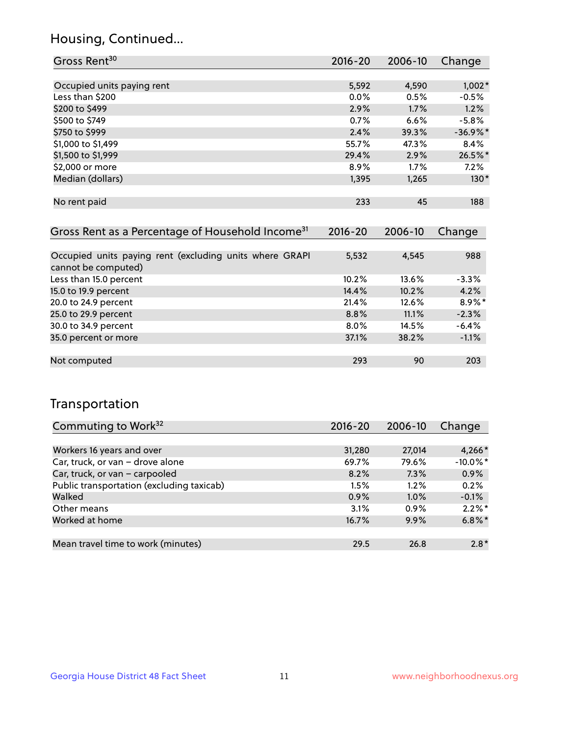## Housing, Continued...

| Gross Rent[30] | 2016-20 | 2006-10 | Change |
|---|---|---|---|
| Occupied units paying rent | 5,592 | 4,590 | 1,002* |
| Less than $200 | 0.0% | 0.5% | -0.5% |
| $200 to $499 | 2.9% | 1.7% | 1.2% |
| $500 to $749 | 0.7% | 6.6% | -5.8% |
| $750 to $999 | 2.4% | 39.3% | -36.9%* |
| $1,000 to $1,499 | 55.7% | 47.3% | 8.4% |
| $1,500 to $1,999 | 29.4% | 2.9% | 26.5%* |
| $2,000 or more | 8.9% | 1.7% | 7.2% |
| Median (dollars) | 1,395 | 1,265 | 130* |
| No rent paid | 233 | 45 | 188 |

| Gross Rent as a Percentage of Household Income[31] | 2016-20 | 2006-10 | Change |
|---|---|---|---|
| Occupied units paying rent (excluding units where GRAPI cannot be computed) | 5,532 | 4,545 | 988 |
| Less than 15.0 percent | 10.2% | 13.6% | -3.3% |
| 15.0 to 19.9 percent | 14.4% | 10.2% | 4.2% |
| 20.0 to 24.9 percent | 21.4% | 12.6% | 8.9%* |
| 25.0 to 29.9 percent | 8.8% | 11.1% | -2.3% |
| 30.0 to 34.9 percent | 8.0% | 14.5% | -6.4% |
| 35.0 percent or more | 37.1% | 38.2% | -1.1% |
| Not computed | 293 | 90 | 203 |

## Transportation

| Commuting to Work[32] | 2016-20 | 2006-10 | Change |
|---|---|---|---|
| Workers 16 years and over | 31,280 | 27,014 | 4,266* |
| Car, truck, or van – drove alone | 69.7% | 79.6% | -10.0%* |
| Car, truck, or van – carpooled | 8.2% | 7.3% | 0.9% |
| Public transportation (excluding taxicab) | 1.5% | 1.2% | 0.2% |
| Walked | 0.9% | 1.0% | -0.1% |
| Other means | 3.1% | 0.9% | 2.2%* |
| Worked at home | 16.7% | 9.9% | 6.8%* |
| Mean travel time to work (minutes) | 29.5 | 26.8 | 2.8* |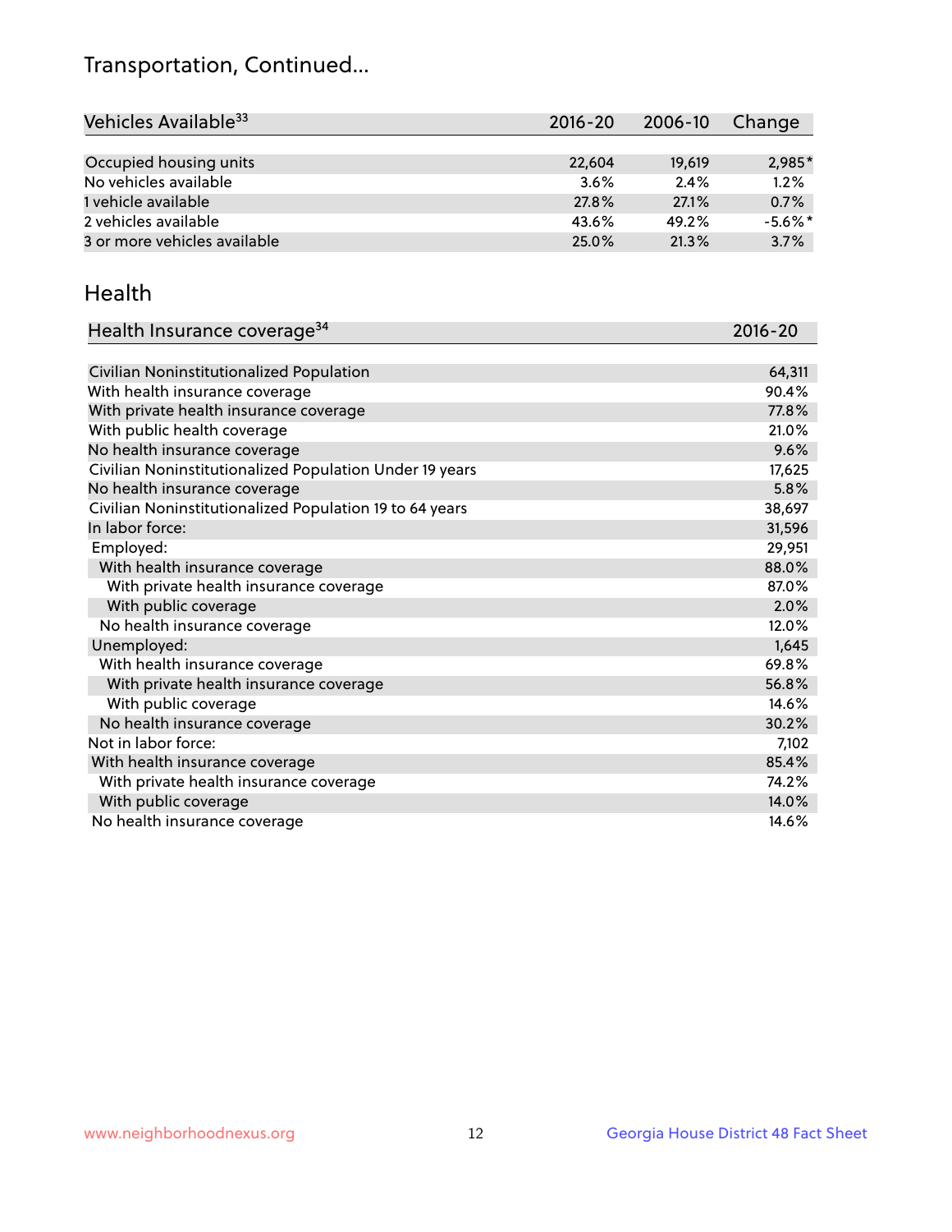## Transportation, Continued...

| Vehicles Available[33] | 2016-20 | 2006-10 | Change |
|---|---|---|---|
| Occupied housing units | 22,604 | 19,619 | 2,985* |
| No vehicles available | 3.6% | 2.4% | 1.2% |
| 1 vehicle available | 27.8% | 27.1% | 0.7% |
| 2 vehicles available | 43.6% | 49.2% | -5.6%* |
| 3 or more vehicles available | 25.0% | 21.3% | 3.7% |

## Health

| Health Insurance coverage[34] | 2016-20 |
|---|---|
| Civilian Noninstitutionalized Population | 64,311 |
| With health insurance coverage | 90.4% |
| With private health insurance coverage | 77.8% |
| With public health coverage | 21.0% |
| No health insurance coverage | 9.6% |
| Civilian Noninstitutionalized Population Under 19 years | 17,625 |
| No health insurance coverage | 5.8% |
| Civilian Noninstitutionalized Population 19 to 64 years | 38,697 |
| In labor force: | 31,596 |
| Employed: | 29,951 |
| With health insurance coverage | 88.0% |
| With private health insurance coverage | 87.0% |
| With public coverage | 2.0% |
| No health insurance coverage | 12.0% |
| Unemployed: | 1,645 |
| With health insurance coverage | 69.8% |
| With private health insurance coverage | 56.8% |
| With public coverage | 14.6% |
| No health insurance coverage | 30.2% |
| Not in labor force: | 7,102 |
| With health insurance coverage | 85.4% |
| With private health insurance coverage | 74.2% |
| With public coverage | 14.0% |
| No health insurance coverage | 14.6% |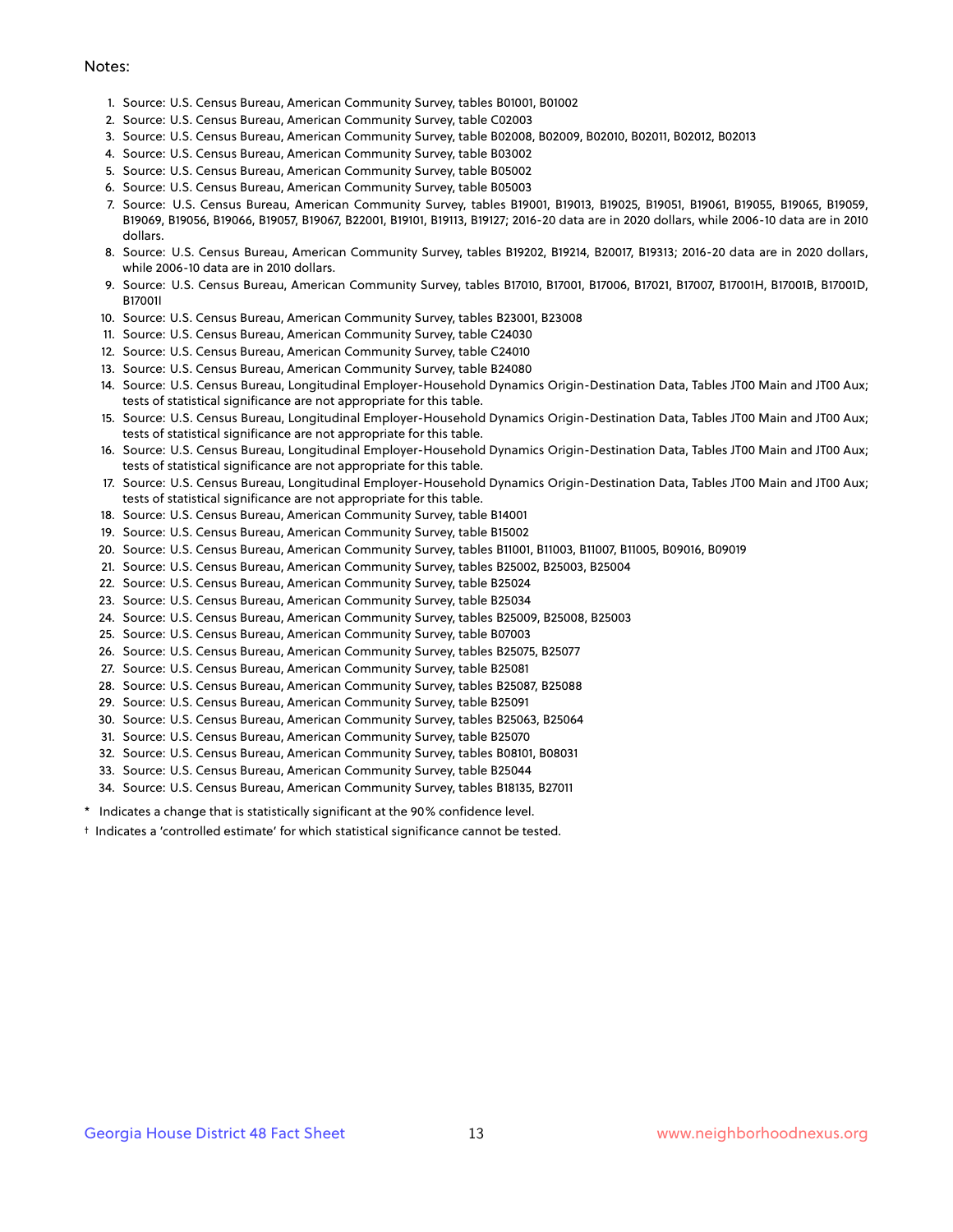Notes:

1. Source: U.S. Census Bureau, American Community Survey, tables B01001, B01002
2. Source: U.S. Census Bureau, American Community Survey, table C02003
3. Source: U.S. Census Bureau, American Community Survey, table B02008, B02009, B02010, B02011, B02012, B02013
4. Source: U.S. Census Bureau, American Community Survey, table B03002
5. Source: U.S. Census Bureau, American Community Survey, table B05002
6. Source: U.S. Census Bureau, American Community Survey, table B05003
7. Source: U.S. Census Bureau, American Community Survey, tables B19001, B19013, B19025, B19051, B19061, B19055, B19065, B19059, B19069, B19056, B19066, B19057, B19067, B22001, B19101, B19113, B19127; 2016-20 data are in 2020 dollars, while 2006-10 data are in 2010 dollars.
8. Source: U.S. Census Bureau, American Community Survey, tables B19202, B19214, B20017, B19313; 2016-20 data are in 2020 dollars, while 2006-10 data are in 2010 dollars.
9. Source: U.S. Census Bureau, American Community Survey, tables B17010, B17001, B17006, B17021, B17007, B17001H, B17001B, B17001D, B17001I
10. Source: U.S. Census Bureau, American Community Survey, tables B23001, B23008
11. Source: U.S. Census Bureau, American Community Survey, table C24030
12. Source: U.S. Census Bureau, American Community Survey, table C24010
13. Source: U.S. Census Bureau, American Community Survey, table B24080
14. Source: U.S. Census Bureau, Longitudinal Employer-Household Dynamics Origin-Destination Data, Tables JT00 Main and JT00 Aux; tests of statistical significance are not appropriate for this table.
15. Source: U.S. Census Bureau, Longitudinal Employer-Household Dynamics Origin-Destination Data, Tables JT00 Main and JT00 Aux; tests of statistical significance are not appropriate for this table.
16. Source: U.S. Census Bureau, Longitudinal Employer-Household Dynamics Origin-Destination Data, Tables JT00 Main and JT00 Aux; tests of statistical significance are not appropriate for this table.
17. Source: U.S. Census Bureau, Longitudinal Employer-Household Dynamics Origin-Destination Data, Tables JT00 Main and JT00 Aux; tests of statistical significance are not appropriate for this table.
18. Source: U.S. Census Bureau, American Community Survey, table B14001
19. Source: U.S. Census Bureau, American Community Survey, table B15002
20. Source: U.S. Census Bureau, American Community Survey, tables B11001, B11003, B11007, B11005, B09016, B09019
21. Source: U.S. Census Bureau, American Community Survey, tables B25002, B25003, B25004
22. Source: U.S. Census Bureau, American Community Survey, table B25024
23. Source: U.S. Census Bureau, American Community Survey, table B25034
24. Source: U.S. Census Bureau, American Community Survey, tables B25009, B25008, B25003
25. Source: U.S. Census Bureau, American Community Survey, table B07003
26. Source: U.S. Census Bureau, American Community Survey, tables B25075, B25077
27. Source: U.S. Census Bureau, American Community Survey, table B25081
28. Source: U.S. Census Bureau, American Community Survey, tables B25087, B25088
29. Source: U.S. Census Bureau, American Community Survey, table B25091
30. Source: U.S. Census Bureau, American Community Survey, tables B25063, B25064
31. Source: U.S. Census Bureau, American Community Survey, table B25070
32. Source: U.S. Census Bureau, American Community Survey, tables B08101, B08031
33. Source: U.S. Census Bureau, American Community Survey, table B25044
34. Source: U.S. Census Bureau, American Community Survey, tables B18135, B27011

\* Indicates a change that is statistically significant at the 90% confidence level.

† Indicates a 'controlled estimate' for which statistical significance cannot be tested.